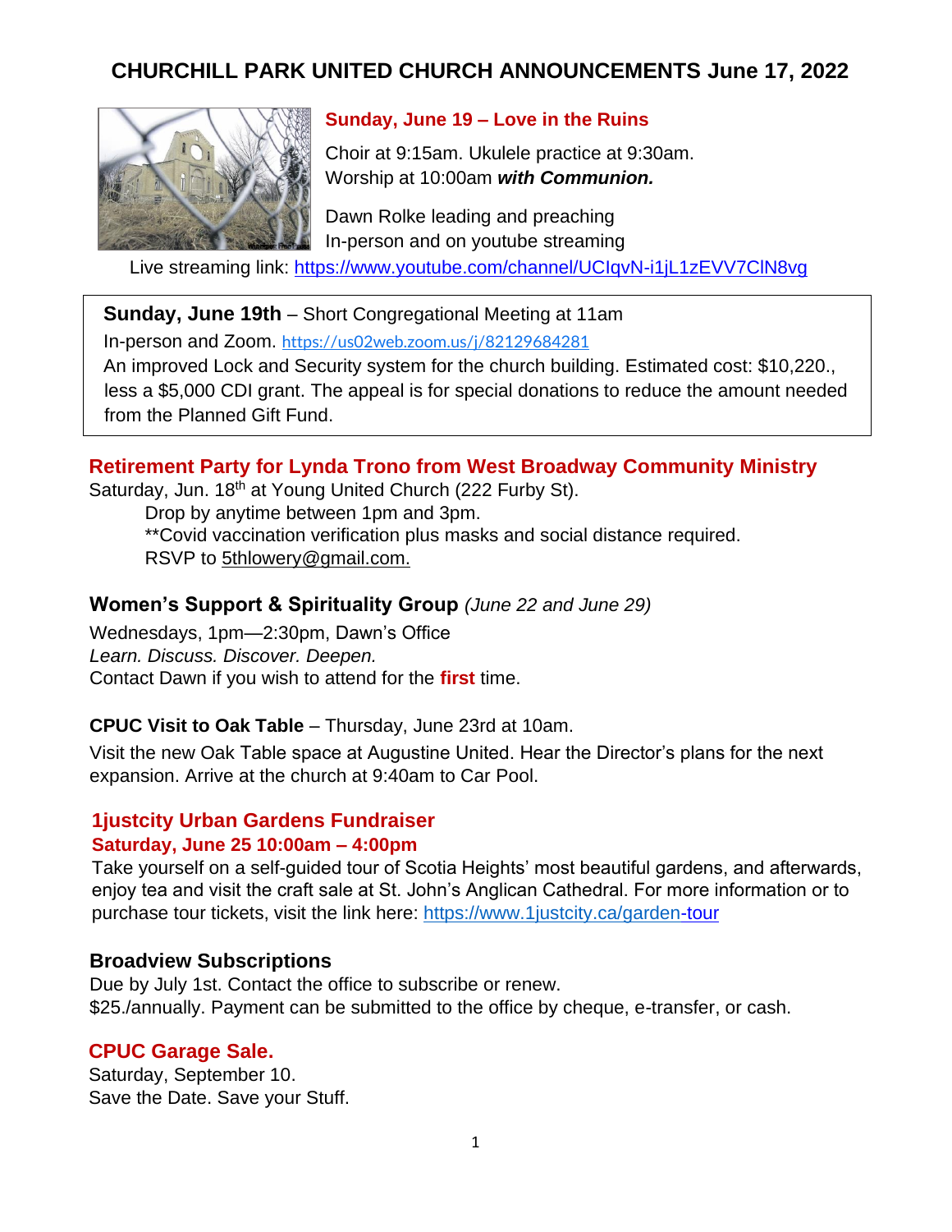# CHURCHILL PARK UNITED CHURCH ANNOUNCEMENTS June 17, 2022

## Sunday, June 19 – Love in the Ruins

Choir at 9:15am. Ukulele practice at 9:30am.
Worship at 10:00am ***with Communion.***

Dawn Rolke leading and preaching
In-person and on youtube streaming

Live streaming link: https://www.youtube.com/channel/UCIqvN-i1jL1zEVV7ClN8vg

**Sunday, June 19th** – Short Congregational Meeting at 11am
In-person and Zoom. https://us02web.zoom.us/j/82129684281
An improved Lock and Security system for the church building. Estimated cost: $10,220., less a $5,000 CDI grant. The appeal is for special donations to reduce the amount needed from the Planned Gift Fund.

## Retirement Party for Lynda Trono from West Broadway Community Ministry

Saturday, Jun. 18th at Young United Church (222 Furby St).

Drop by anytime between 1pm and 3pm.
**Covid vaccination verification plus masks and social distance required.
RSVP to 5thlowery@gmail.com.

## Women's Support & Spirituality Group *(June 22 and June 29)*

Wednesdays, 1pm—2:30pm, Dawn's Office
*Learn. Discuss. Discover. Deepen.*
Contact Dawn if you wish to attend for the **first** time.

**CPUC Visit to Oak Table** – Thursday, June 23rd at 10am.

Visit the new Oak Table space at Augustine United. Hear the Director's plans for the next expansion. Arrive at the church at 9:40am to Car Pool.

## 1justcity Urban Gardens Fundraiser

**Saturday, June 25 10:00am – 4:00pm**

Take yourself on a self-guided tour of Scotia Heights' most beautiful gardens, and afterwards, enjoy tea and visit the craft sale at St. John's Anglican Cathedral. For more information or to purchase tour tickets, visit the link here: https://www.1justcity.ca/garden-tour

## Broadview Subscriptions

Due by July 1st. Contact the office to subscribe or renew.
$25./annually. Payment can be submitted to the office by cheque, e-transfer, or cash.

## CPUC Garage Sale.

Saturday, September 10.
Save the Date. Save your Stuff.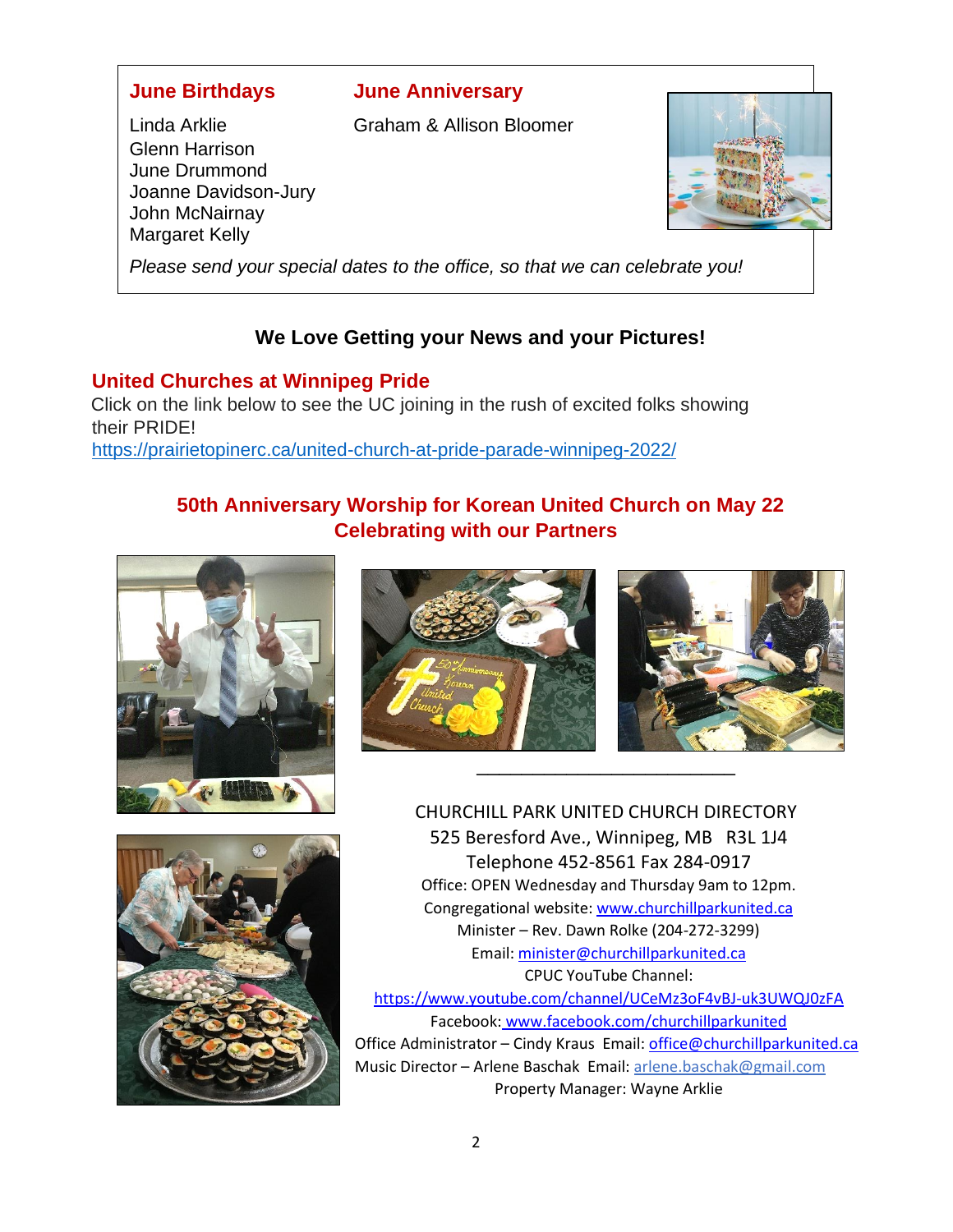## June Birthdays

Linda Arklie
Glenn Harrison
June Drummond
Joanne Davidson-Jury
John McNairnay
Margaret Kelly

## June Anniversary

Graham & Allison Bloomer

*Please send your special dates to the office, so that we can celebrate you!*

**We Love Getting your News and your Pictures!**

## United Churches at Winnipeg Pride

Click on the link below to see the UC joining in the rush of excited folks showing their PRIDE!
https://prairietopinerc.ca/united-church-at-pride-parade-winnipeg-2022/

## 50th Anniversary Worship for Korean United Church on May 22
## Celebrating with our Partners

---

CHURCHILL PARK UNITED CHURCH DIRECTORY
525 Beresford Ave., Winnipeg, MB R3L 1J4
Telephone 452-8561 Fax 284-0917
Office: OPEN Wednesday and Thursday 9am to 12pm.
Congregational website: www.churchillparkunited.ca
Minister – Rev. Dawn Rolke (204-272-3299)
Email: minister@churchillparkunited.ca
CPUC YouTube Channel:
https://www.youtube.com/channel/UCeMz3oF4vBJ-uk3UWQJ0zFA
Facebook: www.facebook.com/churchillparkunited
Office Administrator – Cindy Kraus Email: office@churchillparkunited.ca
Music Director – Arlene Baschak Email: arlene.baschak@gmail.com
Property Manager: Wayne Arklie